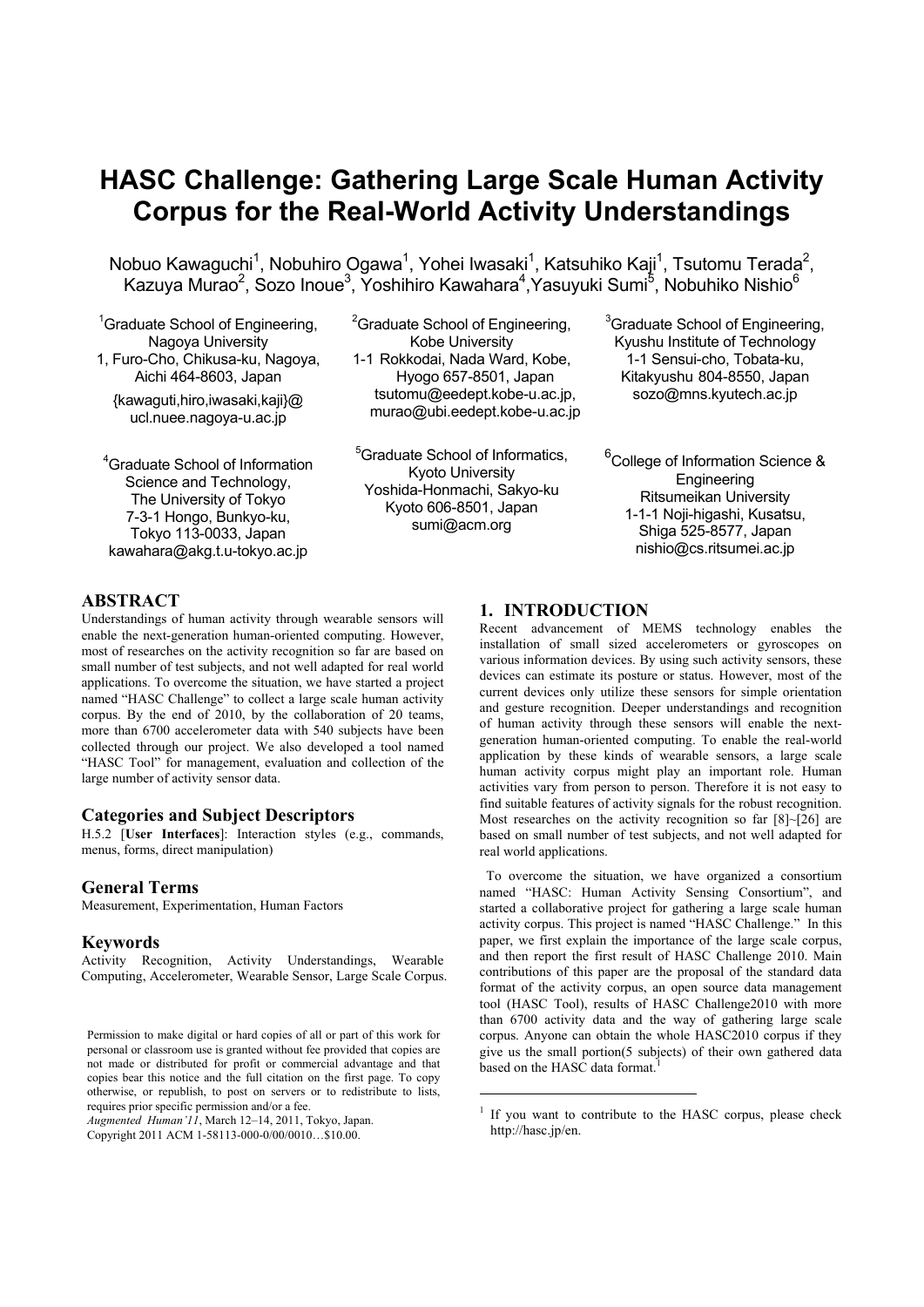// HASC Challenge: Gathering Large Scale Human Activity Corpus for the Real-World Activity Understandings

Nobuo Kawaguchi[1], Nobuhiro Ogawa[1], Yohei Iwasaki[1], Katsuhiko Kaji[1], Tsutomu Terada[2], Kazuya Murao[2], Sozo Inoue[3], Yoshihiro Kawahara[4], Yasuyuki Sumi[5], Nobuhiko Nishio[6]

[1]Graduate School of Engineering, Nagoya University
1, Furo-Cho, Chikusa-ku, Nagoya, Aichi 464-8603, Japan
{kawaguti,hiro,iwasaki,kaji}@ucl.nuee.nagoya-u.ac.jp

[2]Graduate School of Engineering, Kobe University
1-1 Rokkodai, Nada Ward, Kobe, Hyogo 657-8501, Japan
tsutomu@eedept.kobe-u.ac.jp, murao@ubi.eedept.kobe-u.ac.jp

[3]Graduate School of Engineering, Kyushu Institute of Technology
1-1 Sensui-cho, Tobata-ku, Kitakyushu 804-8550, Japan
sozo@mns.kyutech.ac.jp

[4]Graduate School of Information Science and Technology, The University of Tokyo
7-3-1 Hongo, Bunkyo-ku, Tokyo 113-0033, Japan
kawahara@akg.t.u-tokyo.ac.jp

[5]Graduate School of Informatics, Kyoto University
Yoshida-Honmachi, Sakyo-ku Kyoto 606-8501, Japan
sumi@acm.org

[6]College of Information Science & Engineering
Ritsumeikan University
1-1-1 Noji-higashi, Kusatsu, Shiga 525-8577, Japan
nishio@cs.ritsumei.ac.jp

## ABSTRACT

Understandings of human activity through wearable sensors will enable the next-generation human-oriented computing. However, most of researches on the activity recognition so far are based on small number of test subjects, and not well adapted for real world applications. To overcome the situation, we have started a project named "HASC Challenge" to collect a large scale human activity corpus. By the end of 2010, by the collaboration of 20 teams, more than 6700 accelerometer data with 540 subjects have been collected through our project. We also developed a tool named "HASC Tool" for management, evaluation and collection of the large number of activity sensor data.

### Categories and Subject Descriptors

H.5.2 [**User Interfaces**]: Interaction styles (e.g., commands, menus, forms, direct manipulation)

### General Terms

Measurement, Experimentation, Human Factors

### Keywords

Activity Recognition, Activity Understandings, Wearable Computing, Accelerometer, Wearable Sensor, Large Scale Corpus.

Permission to make digital or hard copies of all or part of this work for personal or classroom use is granted without fee provided that copies are not made or distributed for profit or commercial advantage and that copies bear this notice and the full citation on the first page. To copy otherwise, or republish, to post on servers or to redistribute to lists, requires prior specific permission and/or a fee.
*Augmented Human'11*, March 12–14, 2011, Tokyo, Japan.
Copyright 2011 ACM 1-58113-000-0/00/0010…$10.00.

## 1. INTRODUCTION

Recent advancement of MEMS technology enables the installation of small sized accelerometers or gyroscopes on various information devices. By using such activity sensors, these devices can estimate its posture or status. However, most of the current devices only utilize these sensors for simple orientation and gesture recognition. Deeper understandings and recognition of human activity through these sensors will enable the next-generation human-oriented computing. To enable the real-world application by these kinds of wearable sensors, a large scale human activity corpus might play an important role. Human activities vary from person to person. Therefore it is not easy to find suitable features of activity signals for the robust recognition. Most researches on the activity recognition so far [8]~[26] are based on small number of test subjects, and not well adapted for real world applications.

To overcome the situation, we have organized a consortium named "HASC: Human Activity Sensing Consortium", and started a collaborative project for gathering a large scale human activity corpus. This project is named "HASC Challenge." In this paper, we first explain the importance of the large scale corpus, and then report the first result of HASC Challenge 2010. Main contributions of this paper are the proposal of the standard data format of the activity corpus, an open source data management tool (HASC Tool), results of HASC Challenge2010 with more than 6700 activity data and the way of gathering large scale corpus. Anyone can obtain the whole HASC2010 corpus if they give us the small portion(5 subjects) of their own gathered data based on the HASC data format.[1]

[1] If you want to contribute to the HASC corpus, please check http://hasc.jp/en.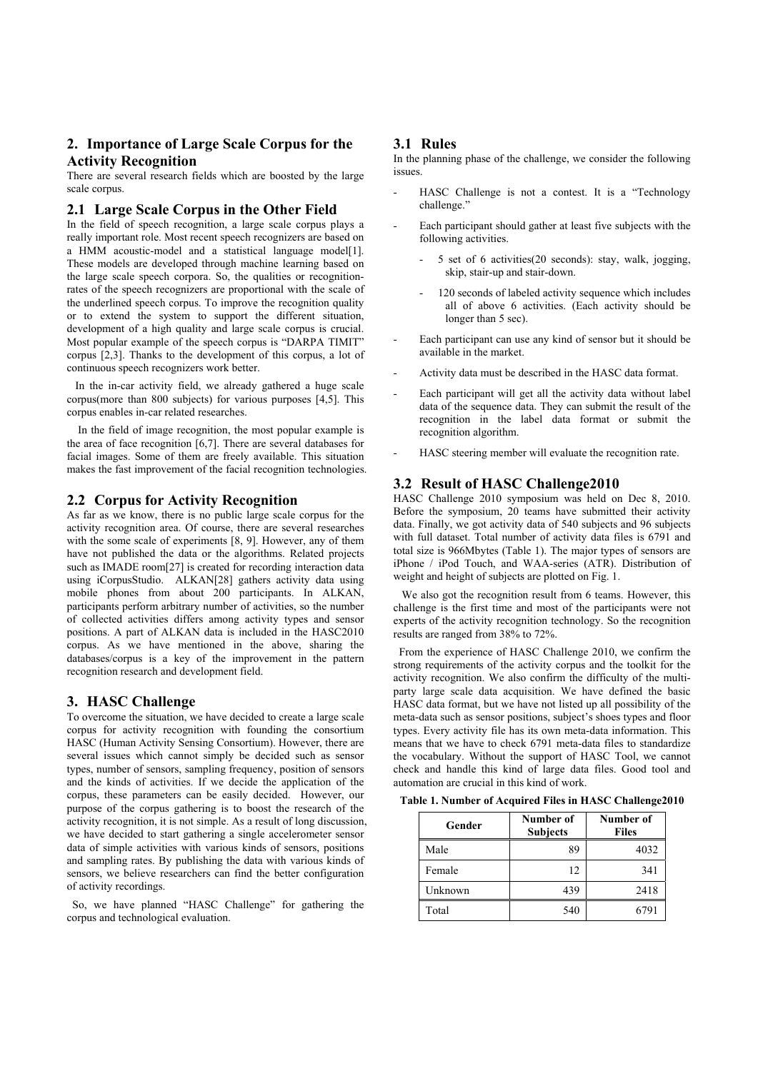## 2. Importance of Large Scale Corpus for the Activity Recognition

There are several research fields which are boosted by the large scale corpus.

### 2.1 Large Scale Corpus in the Other Field

In the field of speech recognition, a large scale corpus plays a really important role. Most recent speech recognizers are based on a HMM acoustic-model and a statistical language model[1]. These models are developed through machine learning based on the large scale speech corpora. So, the qualities or recognition-rates of the speech recognizers are proportional with the scale of the underlined speech corpus. To improve the recognition quality or to extend the system to support the different situation, development of a high quality and large scale corpus is crucial. Most popular example of the speech corpus is "DARPA TIMIT" corpus [2,3]. Thanks to the development of this corpus, a lot of continuous speech recognizers work better.

In the in-car activity field, we already gathered a huge scale corpus(more than 800 subjects) for various purposes [4,5]. This corpus enables in-car related researches.

In the field of image recognition, the most popular example is the area of face recognition [6,7]. There are several databases for facial images. Some of them are freely available. This situation makes the fast improvement of the facial recognition technologies.

### 2.2 Corpus for Activity Recognition

As far as we know, there is no public large scale corpus for the activity recognition area. Of course, there are several researches with the some scale of experiments [8, 9]. However, any of them have not published the data or the algorithms. Related projects such as IMADE room[27] is created for recording interaction data using iCorpusStudio. ALKAN[28] gathers activity data using mobile phones from about 200 participants. In ALKAN, participants perform arbitrary number of activities, so the number of collected activities differs among activity types and sensor positions. A part of ALKAN data is included in the HASC2010 corpus. As we have mentioned in the above, sharing the databases/corpus is a key of the improvement in the pattern recognition research and development field.

## 3. HASC Challenge

To overcome the situation, we have decided to create a large scale corpus for activity recognition with founding the consortium HASC (Human Activity Sensing Consortium). However, there are several issues which cannot simply be decided such as sensor types, number of sensors, sampling frequency, position of sensors and the kinds of activities. If we decide the application of the corpus, these parameters can be easily decided. However, our purpose of the corpus gathering is to boost the research of the activity recognition, it is not simple. As a result of long discussion, we have decided to start gathering a single accelerometer sensor data of simple activities with various kinds of sensors, positions and sampling rates. By publishing the data with various kinds of sensors, we believe researchers can find the better configuration of activity recordings.

So, we have planned "HASC Challenge" for gathering the corpus and technological evaluation.

### 3.1 Rules

In the planning phase of the challenge, we consider the following issues.

- HASC Challenge is not a contest. It is a "Technology challenge."
- Each participant should gather at least five subjects with the following activities.
  - 5 set of 6 activities(20 seconds): stay, walk, jogging, skip, stair-up and stair-down.
  - 120 seconds of labeled activity sequence which includes all of above 6 activities. (Each activity should be longer than 5 sec).
- Each participant can use any kind of sensor but it should be available in the market.
- Activity data must be described in the HASC data format.
- Each participant will get all the activity data without label data of the sequence data. They can submit the result of the recognition in the label data format or submit the recognition algorithm.
- HASC steering member will evaluate the recognition rate.

### 3.2 Result of HASC Challenge2010

HASC Challenge 2010 symposium was held on Dec 8, 2010. Before the symposium, 20 teams have submitted their activity data. Finally, we got activity data of 540 subjects and 96 subjects with full dataset. Total number of activity data files is 6791 and total size is 966Mbytes (Table 1). The major types of sensors are iPhone / iPod Touch, and WAA-series (ATR). Distribution of weight and height of subjects are plotted on Fig. 1.

We also got the recognition result from 6 teams. However, this challenge is the first time and most of the participants were not experts of the activity recognition technology. So the recognition results are ranged from 38% to 72%.

From the experience of HASC Challenge 2010, we confirm the strong requirements of the activity corpus and the toolkit for the activity recognition. We also confirm the difficulty of the multi-party large scale data acquisition. We have defined the basic HASC data format, but we have not listed up all possibility of the meta-data such as sensor positions, subject's shoes types and floor types. Every activity file has its own meta-data information. This means that we have to check 6791 meta-data files to standardize the vocabulary. Without the support of HASC Tool, we cannot check and handle this kind of large data files. Good tool and automation are crucial in this kind of work.

**Table 1. Number of Acquired Files in HASC Challenge2010**

| Gender | Number of Subjects | Number of Files |
|---|---|---|
| Male | 89 | 4032 |
| Female | 12 | 341 |
| Unknown | 439 | 2418 |
| Total | 540 | 6791 |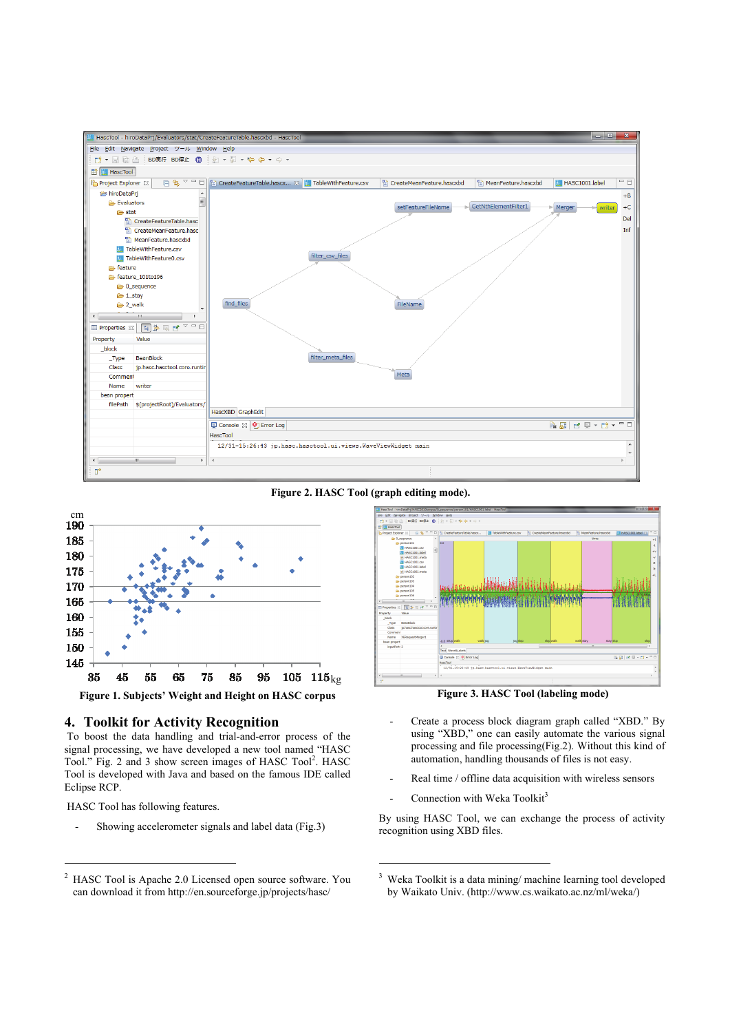Figure 2. HASC Tool (graph editing mode).

Figure 1. Subjects' Weight and Height on HASC corpus

Figure 3. HASC Tool (labeling mode)

## 4. Toolkit for Activity Recognition

To boost the data handling and trial-and-error process of the signal processing, we have developed a new tool named "HASC Tool." Fig. 2 and 3 show screen images of HASC Tool[2]. HASC Tool is developed with Java and based on the famous IDE called Eclipse RCP.

HASC Tool has following features.

- Showing accelerometer signals and label data (Fig.3)
- Create a process block diagram graph called "XBD." By using "XBD," one can easily automate the various signal processing and file processing(Fig.2). Without this kind of automation, handling thousands of files is not easy.
- Real time / offline data acquisition with wireless sensors
- Connection with Weka Toolkit[3]

By using HASC Tool, we can exchange the process of activity recognition using XBD files.

---

[2] HASC Tool is Apache 2.0 Licensed open source software. You can download it from http://en.sourceforge.jp/projects/hasc/

[3] Weka Toolkit is a data mining/ machine learning tool developed by Waikato Univ. (http://www.cs.waikato.ac.nz/ml/weka/)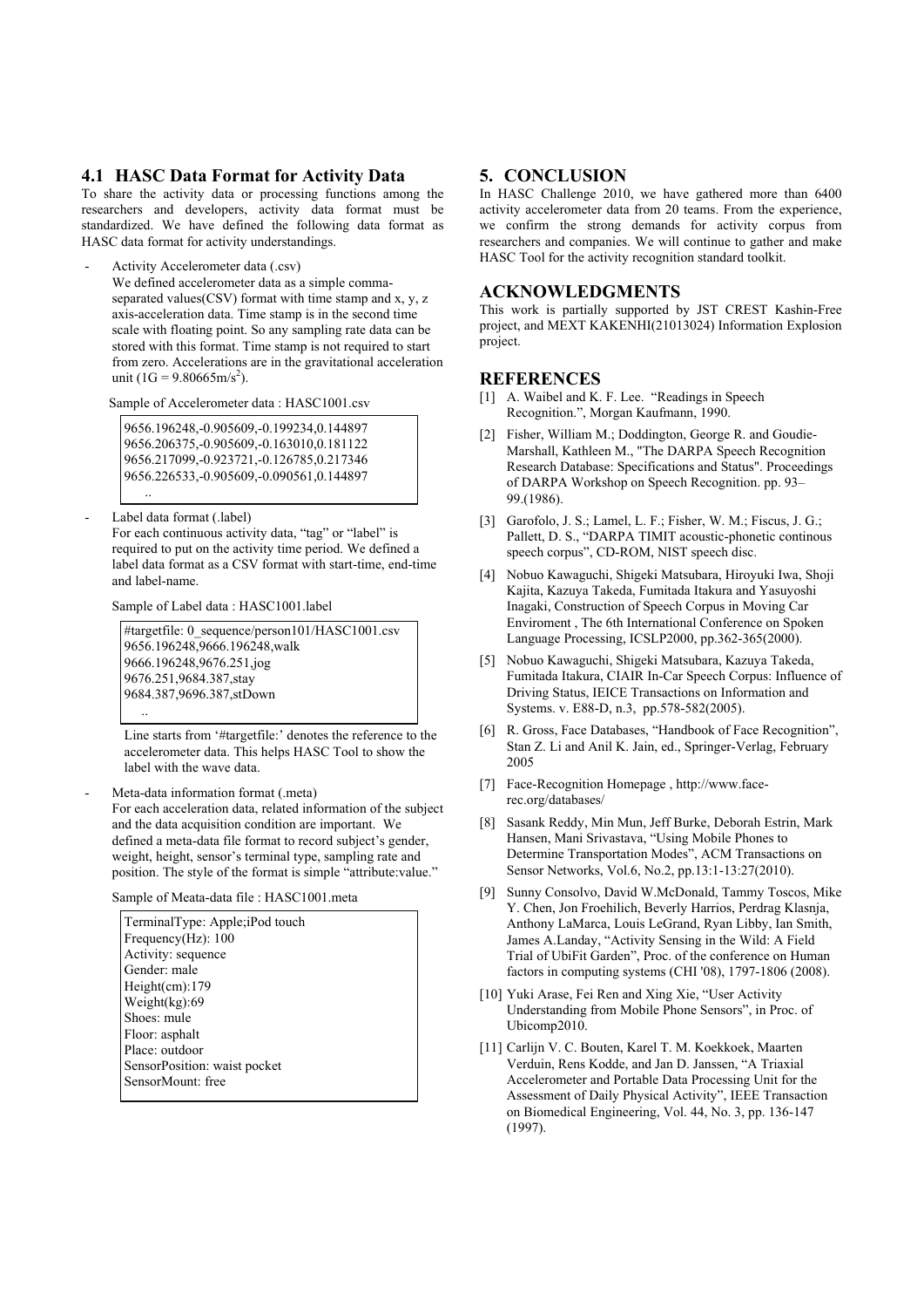## 4.1 HASC Data Format for Activity Data

To share the activity data or processing functions among the researchers and developers, activity data format must be standardized. We have defined the following data format as HASC data format for activity understandings.

- Activity Accelerometer data (.csv)
  We defined accelerometer data as a simple comma-separated values(CSV) format with time stamp and x, y, z axis-acceleration data. Time stamp is in the second time scale with floating point. So any sampling rate data can be stored with this format. Time stamp is not required to start from zero. Accelerations are in the gravitational acceleration unit ($1G = 9.80665m/s^2$).

  Sample of Accelerometer data : HASC1001.csv

```
9656.196248,-0.905609,-0.199234,0.144897
9656.206375,-0.905609,-0.163010,0.181122
9656.217099,-0.923721,-0.126785,0.217346
9656.226533,-0.905609,-0.090561,0.144897
  ..
```

- Label data format (.label)
  For each continuous activity data, "tag" or "label" is required to put on the activity time period. We defined a label data format as a CSV format with start-time, end-time and label-name.

  Sample of Label data : HASC1001.label

```
#targetfile: 0_sequence/person101/HASC1001.csv
9656.196248,9666.196248,walk
9666.196248,9676.251,jog
9676.251,9684.387,stay
9684.387,9696.387,stDown
  ..
```

  Line starts from '#targetfile:' denotes the reference to the accelerometer data. This helps HASC Tool to show the label with the wave data.

- Meta-data information format (.meta)
  For each acceleration data, related information of the subject and the data acquisition condition are important. We defined a meta-data file format to record subject's gender, weight, height, sensor's terminal type, sampling rate and position. The style of the format is simple "attribute:value."

  Sample of Meata-data file : HASC1001.meta

```
TerminalType: Apple;iPod touch
Frequency(Hz): 100
Activity: sequence
Gender: male
Height(cm):179
Weight(kg):69
Shoes: mule
Floor: asphalt
Place: outdoor
SensorPosition: waist pocket
SensorMount: free
```

# 5. CONCLUSION

In HASC Challenge 2010, we have gathered more than 6400 activity accelerometer data from 20 teams. From the experience, we confirm the strong demands for activity corpus from researchers and companies. We will continue to gather and make HASC Tool for the activity recognition standard toolkit.

# ACKNOWLEDGMENTS

This work is partially supported by JST CREST Kashin-Free project, and MEXT KAKENHI(21013024) Information Explosion project.

# REFERENCES

[1] A. Waibel and K. F. Lee. "Readings in Speech Recognition.", Morgan Kaufmann, 1990.

[2] Fisher, William M.; Doddington, George R. and Goudie-Marshall, Kathleen M., "The DARPA Speech Recognition Research Database: Specifications and Status". Proceedings of DARPA Workshop on Speech Recognition. pp. 93–99.(1986).

[3] Garofolo, J. S.; Lamel, L. F.; Fisher, W. M.; Fiscus, J. G.; Pallett, D. S., "DARPA TIMIT acoustic-phonetic continous speech corpus", CD-ROM, NIST speech disc.

[4] Nobuo Kawaguchi, Shigeki Matsubara, Hiroyuki Iwa, Shoji Kajita, Kazuya Takeda, Fumitada Itakura and Yasuyoshi Inagaki, Construction of Speech Corpus in Moving Car Enviroment , The 6th International Conference on Spoken Language Processing, ICSLP2000, pp.362-365(2000).

[5] Nobuo Kawaguchi, Shigeki Matsubara, Kazuya Takeda, Fumitada Itakura, CIAIR In-Car Speech Corpus: Influence of Driving Status, IEICE Transactions on Information and Systems. v. E88-D, n.3, pp.578-582(2005).

[6] R. Gross, Face Databases, "Handbook of Face Recognition", Stan Z. Li and Anil K. Jain, ed., Springer-Verlag, February 2005

[7] Face-Recognition Homepage , http://www.face-rec.org/databases/

[8] Sasank Reddy, Min Mun, Jeff Burke, Deborah Estrin, Mark Hansen, Mani Srivastava, "Using Mobile Phones to Determine Transportation Modes", ACM Transactions on Sensor Networks, Vol.6, No.2, pp.13:1-13:27(2010).

[9] Sunny Consolvo, David W.McDonald, Tammy Toscos, Mike Y. Chen, Jon Froehilich, Beverly Harrios, Perdrag Klasnja, Anthony LaMarca, Louis LeGrand, Ryan Libby, Ian Smith, James A.Landay, "Activity Sensing in the Wild: A Field Trial of UbiFit Garden", Proc. of the conference on Human factors in computing systems (CHI '08), 1797-1806 (2008).

[10] Yuki Arase, Fei Ren and Xing Xie, "User Activity Understanding from Mobile Phone Sensors", in Proc. of Ubicomp2010.

[11] Carlijn V. C. Bouten, Karel T. M. Koekkoek, Maarten Verduin, Rens Kodde, and Jan D. Janssen, "A Triaxial Accelerometer and Portable Data Processing Unit for the Assessment of Daily Physical Activity", IEEE Transaction on Biomedical Engineering, Vol. 44, No. 3, pp. 136-147 (1997).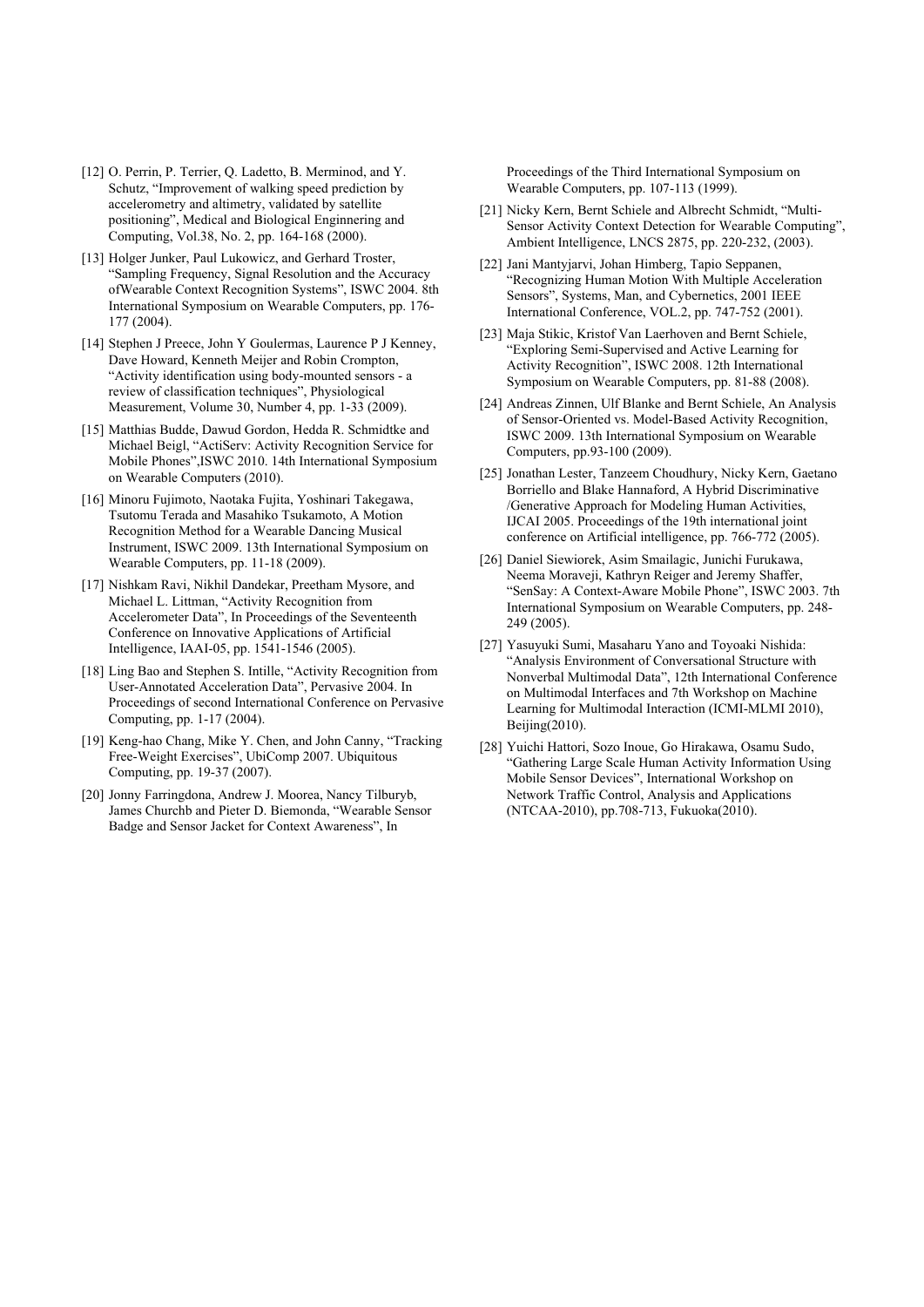[12] O. Perrin, P. Terrier, Q. Ladetto, B. Merminod, and Y. Schutz, "Improvement of walking speed prediction by accelerometry and altimetry, validated by satellite positioning", Medical and Biological Enginnering and Computing, Vol.38, No. 2, pp. 164-168 (2000).

[13] Holger Junker, Paul Lukowicz, and Gerhard Troster, "Sampling Frequency, Signal Resolution and the Accuracy ofWearable Context Recognition Systems", ISWC 2004. 8th International Symposium on Wearable Computers, pp. 176-177 (2004).

[14] Stephen J Preece, John Y Goulermas, Laurence P J Kenney, Dave Howard, Kenneth Meijer and Robin Crompton, "Activity identification using body-mounted sensors - a review of classification techniques", Physiological Measurement, Volume 30, Number 4, pp. 1-33 (2009).

[15] Matthias Budde, Dawud Gordon, Hedda R. Schmidtke and Michael Beigl, "ActiServ: Activity Recognition Service for Mobile Phones",ISWC 2010. 14th International Symposium on Wearable Computers (2010).

[16] Minoru Fujimoto, Naotaka Fujita, Yoshinari Takegawa, Tsutomu Terada and Masahiko Tsukamoto, A Motion Recognition Method for a Wearable Dancing Musical Instrument, ISWC 2009. 13th International Symposium on Wearable Computers, pp. 11-18 (2009).

[17] Nishkam Ravi, Nikhil Dandekar, Preetham Mysore, and Michael L. Littman, "Activity Recognition from Accelerometer Data", In Proceedings of the Seventeenth Conference on Innovative Applications of Artificial Intelligence, IAAI-05, pp. 1541-1546 (2005).

[18] Ling Bao and Stephen S. Intille, "Activity Recognition from User-Annotated Acceleration Data", Pervasive 2004. In Proceedings of second International Conference on Pervasive Computing, pp. 1-17 (2004).

[19] Keng-hao Chang, Mike Y. Chen, and John Canny, "Tracking Free-Weight Exercises", UbiComp 2007. Ubiquitous Computing, pp. 19-37 (2007).

[20] Jonny Farringdona, Andrew J. Moorea, Nancy Tilburyb, James Churchb and Pieter D. Biemonda, "Wearable Sensor Badge and Sensor Jacket for Context Awareness", In Proceedings of the Third International Symposium on Wearable Computers, pp. 107-113 (1999).

[21] Nicky Kern, Bernt Schiele and Albrecht Schmidt, "Multi-Sensor Activity Context Detection for Wearable Computing", Ambient Intelligence, LNCS 2875, pp. 220-232, (2003).

[22] Jani Mantyjarvi, Johan Himberg, Tapio Seppanen, "Recognizing Human Motion With Multiple Acceleration Sensors", Systems, Man, and Cybernetics, 2001 IEEE International Conference, VOL.2, pp. 747-752 (2001).

[23] Maja Stikic, Kristof Van Laerhoven and Bernt Schiele, "Exploring Semi-Supervised and Active Learning for Activity Recognition", ISWC 2008. 12th International Symposium on Wearable Computers, pp. 81-88 (2008).

[24] Andreas Zinnen, Ulf Blanke and Bernt Schiele, An Analysis of Sensor-Oriented vs. Model-Based Activity Recognition, ISWC 2009. 13th International Symposium on Wearable Computers, pp.93-100 (2009).

[25] Jonathan Lester, Tanzeem Choudhury, Nicky Kern, Gaetano Borriello and Blake Hannaford, A Hybrid Discriminative /Generative Approach for Modeling Human Activities, IJCAI 2005. Proceedings of the 19th international joint conference on Artificial intelligence, pp. 766-772 (2005).

[26] Daniel Siewiorek, Asim Smailagic, Junichi Furukawa, Neema Moraveji, Kathryn Reiger and Jeremy Shaffer, "SenSay: A Context-Aware Mobile Phone", ISWC 2003. 7th International Symposium on Wearable Computers, pp. 248-249 (2005).

[27] Yasuyuki Sumi, Masaharu Yano and Toyoaki Nishida: "Analysis Environment of Conversational Structure with Nonverbal Multimodal Data", 12th International Conference on Multimodal Interfaces and 7th Workshop on Machine Learning for Multimodal Interaction (ICMI-MLMI 2010), Beijing(2010).

[28] Yuichi Hattori, Sozo Inoue, Go Hirakawa, Osamu Sudo, "Gathering Large Scale Human Activity Information Using Mobile Sensor Devices", International Workshop on Network Traffic Control, Analysis and Applications (NTCAA-2010), pp.708-713, Fukuoka(2010).